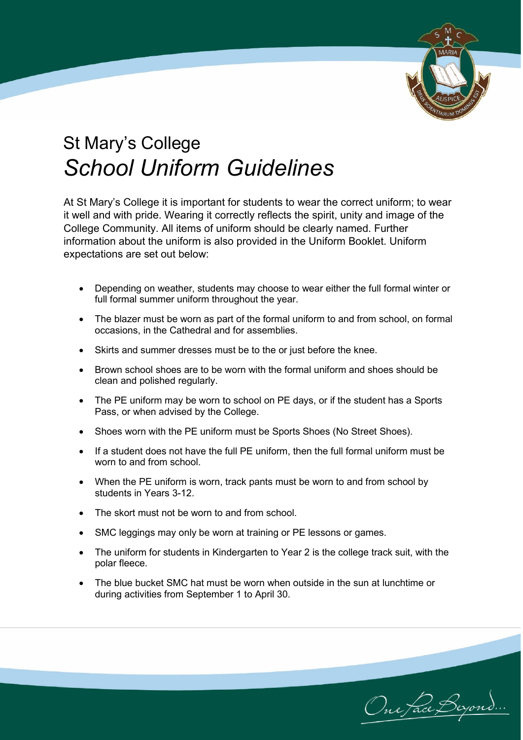# St Mary's College

## *School Uniform Guidelines*

At St Mary's College it is important for students to wear the correct uniform; to wear it well and with pride. Wearing it correctly reflects the spirit, unity and image of the College Community. All items of uniform should be clearly named. Further information about the uniform is also provided in the Uniform Booklet. Uniform expectations are set out below:

- Depending on weather, students may choose to wear either the full formal winter or full formal summer uniform throughout the year.
- The blazer must be worn as part of the formal uniform to and from school, on formal occasions, in the Cathedral and for assemblies.
- Skirts and summer dresses must be to the or just before the knee.
- Brown school shoes are to be worn with the formal uniform and shoes should be clean and polished regularly.
- The PE uniform may be worn to school on PE days, or if the student has a Sports Pass, or when advised by the College.
- Shoes worn with the PE uniform must be Sports Shoes (No Street Shoes).
- If a student does not have the full PE uniform, then the full formal uniform must be worn to and from school.
- When the PE uniform is worn, track pants must be worn to and from school by students in Years 3-12.
- The skort must not be worn to and from school.
- SMC leggings may only be worn at training or PE lessons or games.
- The uniform for students in Kindergarten to Year 2 is the college track suit, with the polar fleece.
- The blue bucket SMC hat must be worn when outside in the sun at lunchtime or during activities from September 1 to April 30.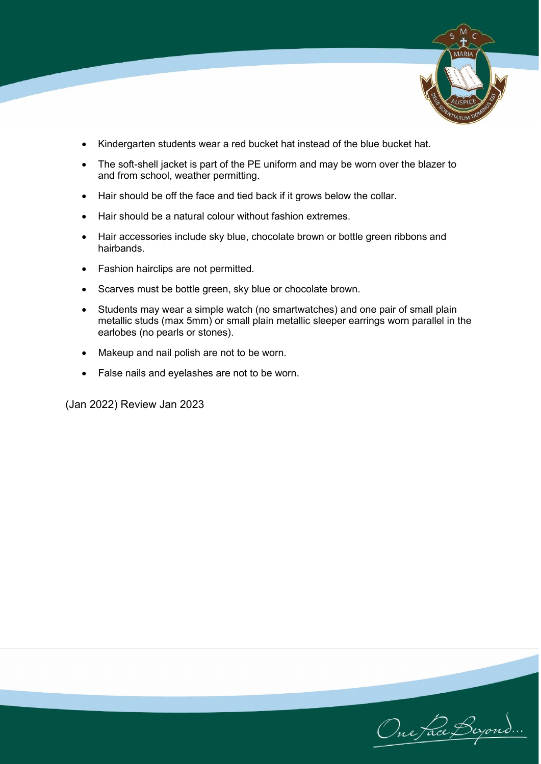- Kindergarten students wear a red bucket hat instead of the blue bucket hat.
- The soft-shell jacket is part of the PE uniform and may be worn over the blazer to and from school, weather permitting.
- Hair should be off the face and tied back if it grows below the collar.
- Hair should be a natural colour without fashion extremes.
- Hair accessories include sky blue, chocolate brown or bottle green ribbons and hairbands.
- Fashion hairclips are not permitted.
- Scarves must be bottle green, sky blue or chocolate brown.
- Students may wear a simple watch (no smartwatches) and one pair of small plain metallic studs (max 5mm) or small plain metallic sleeper earrings worn parallel in the earlobes (no pearls or stones).
- Makeup and nail polish are not to be worn.
- False nails and eyelashes are not to be worn.

(Jan 2022) Review Jan 2023